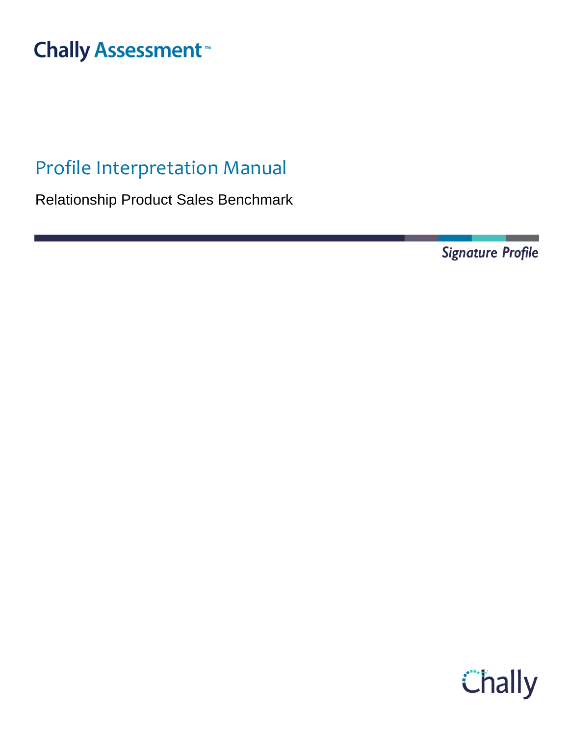Chally Assessment™

# Profile Interpretation Manual

Relationship Product Sales Benchmark

*Signature Profile*

Chally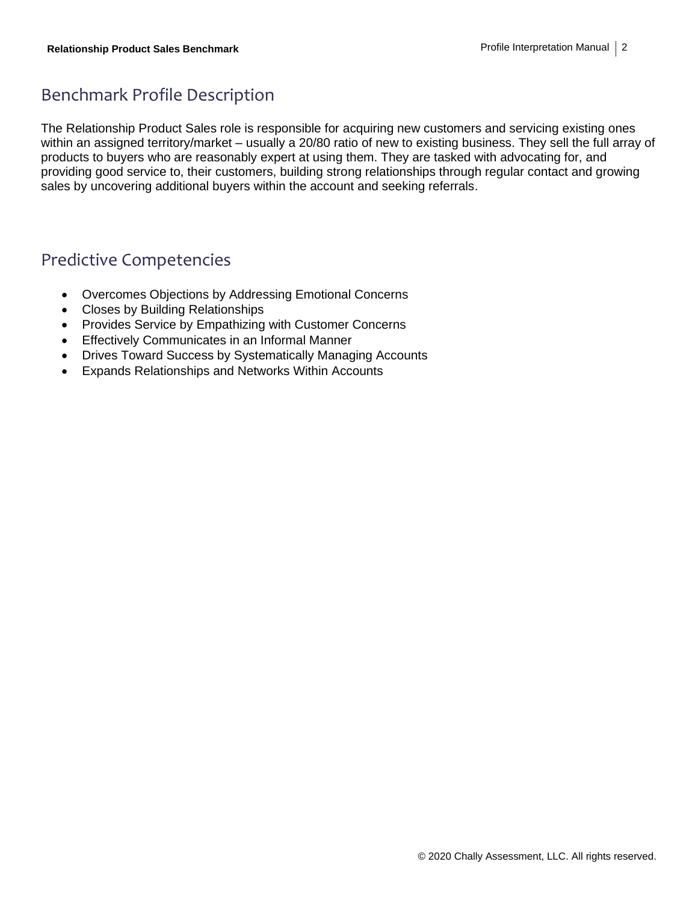## Benchmark Profile Description

The Relationship Product Sales role is responsible for acquiring new customers and servicing existing ones within an assigned territory/market – usually a 20/80 ratio of new to existing business. They sell the full array of products to buyers who are reasonably expert at using them. They are tasked with advocating for, and providing good service to, their customers, building strong relationships through regular contact and growing sales by uncovering additional buyers within the account and seeking referrals.

## Predictive Competencies

- Overcomes Objections by Addressing Emotional Concerns
- Closes by Building Relationships
- Provides Service by Empathizing with Customer Concerns
- Effectively Communicates in an Informal Manner
- Drives Toward Success by Systematically Managing Accounts
- Expands Relationships and Networks Within Accounts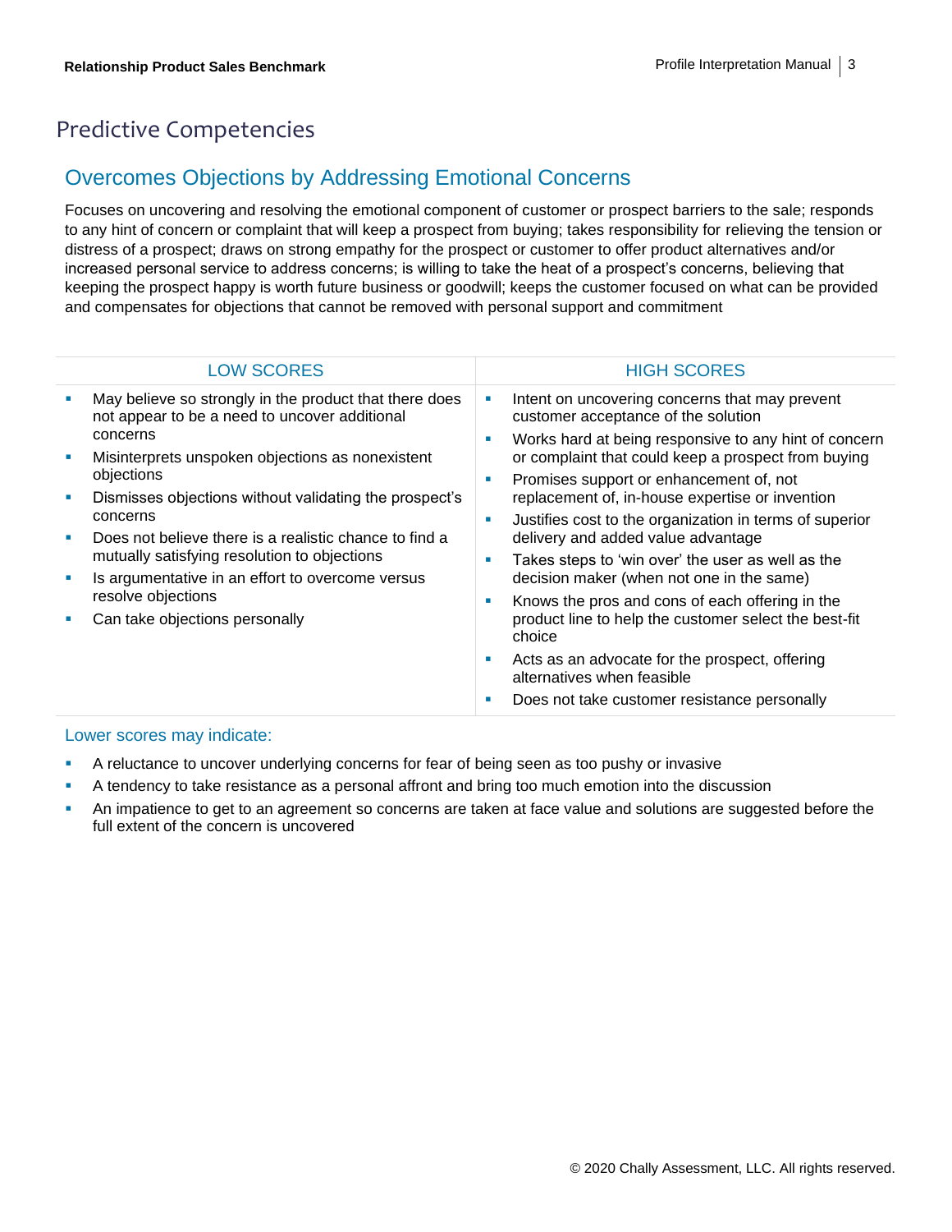# Predictive Competencies

## Overcomes Objections by Addressing Emotional Concerns

Focuses on uncovering and resolving the emotional component of customer or prospect barriers to the sale; responds to any hint of concern or complaint that will keep a prospect from buying; takes responsibility for relieving the tension or distress of a prospect; draws on strong empathy for the prospect or customer to offer product alternatives and/or increased personal service to address concerns; is willing to take the heat of a prospect's concerns, believing that keeping the prospect happy is worth future business or goodwill; keeps the customer focused on what can be provided and compensates for objections that cannot be removed with personal support and commitment

| LOW SCORES | HIGH SCORES |
|---|---|
| ▪ May believe so strongly in the product that there does not appear to be a need to uncover additional concerns<br>▪ Misinterprets unspoken objections as nonexistent objections<br>▪ Dismisses objections without validating the prospect's concerns<br>▪ Does not believe there is a realistic chance to find a mutually satisfying resolution to objections<br>▪ Is argumentative in an effort to overcome versus resolve objections<br>▪ Can take objections personally | ▪ Intent on uncovering concerns that may prevent customer acceptance of the solution<br>▪ Works hard at being responsive to any hint of concern or complaint that could keep a prospect from buying<br>▪ Promises support or enhancement of, not replacement of, in-house expertise or invention<br>▪ Justifies cost to the organization in terms of superior delivery and added value advantage<br>▪ Takes steps to 'win over' the user as well as the decision maker (when not one in the same)<br>▪ Knows the pros and cons of each offering in the product line to help the customer select the best-fit choice<br>▪ Acts as an advocate for the prospect, offering alternatives when feasible<br>▪ Does not take customer resistance personally |

### Lower scores may indicate:

- A reluctance to uncover underlying concerns for fear of being seen as too pushy or invasive
- A tendency to take resistance as a personal affront and bring too much emotion into the discussion
- An impatience to get to an agreement so concerns are taken at face value and solutions are suggested before the full extent of the concern is uncovered

© 2020 Chally Assessment, LLC. All rights reserved.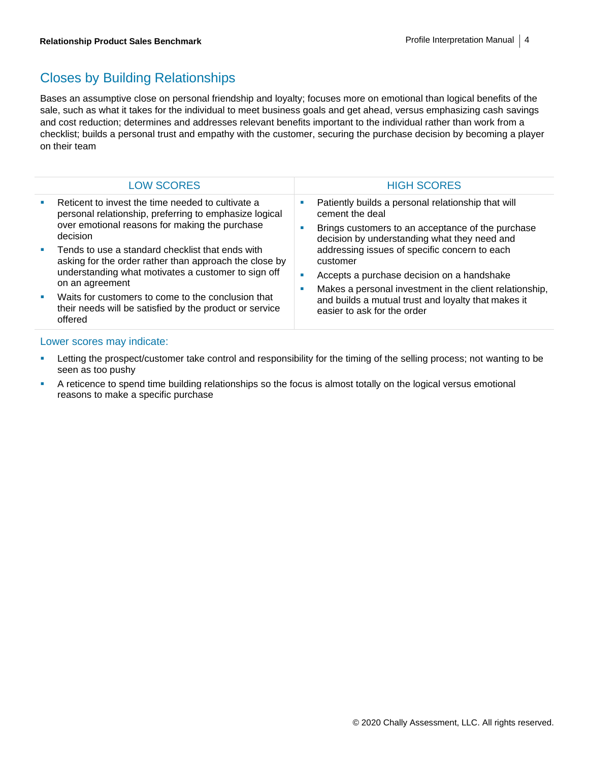## Closes by Building Relationships

Bases an assumptive close on personal friendship and loyalty; focuses more on emotional than logical benefits of the sale, such as what it takes for the individual to meet business goals and get ahead, versus emphasizing cash savings and cost reduction; determines and addresses relevant benefits important to the individual rather than work from a checklist; builds a personal trust and empathy with the customer, securing the purchase decision by becoming a player on their team

| LOW SCORES | HIGH SCORES |
| --- | --- |
| ▪ Reticent to invest the time needed to cultivate a personal relationship, preferring to emphasize logical over emotional reasons for making the purchase decision<br>▪ Tends to use a standard checklist that ends with asking for the order rather than approach the close by understanding what motivates a customer to sign off on an agreement<br>▪ Waits for customers to come to the conclusion that their needs will be satisfied by the product or service offered | ▪ Patiently builds a personal relationship that will cement the deal<br>▪ Brings customers to an acceptance of the purchase decision by understanding what they need and addressing issues of specific concern to each customer<br>▪ Accepts a purchase decision on a handshake<br>▪ Makes a personal investment in the client relationship, and builds a mutual trust and loyalty that makes it easier to ask for the order |

### Lower scores may indicate:

- Letting the prospect/customer take control and responsibility for the timing of the selling process; not wanting to be seen as too pushy
- A reticence to spend time building relationships so the focus is almost totally on the logical versus emotional reasons to make a specific purchase

© 2020 Chally Assessment, LLC. All rights reserved.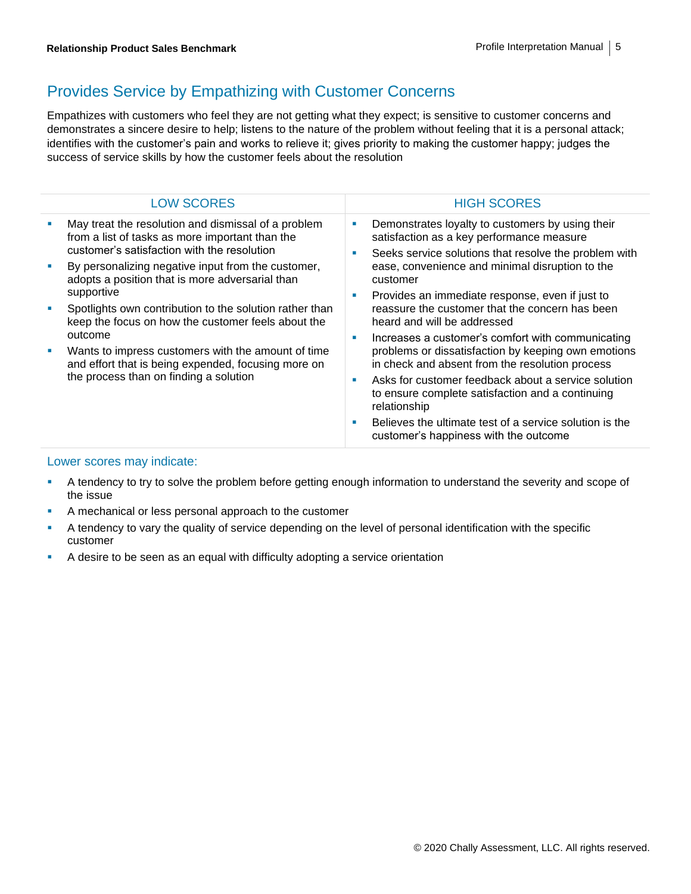## Provides Service by Empathizing with Customer Concerns

Empathizes with customers who feel they are not getting what they expect; is sensitive to customer concerns and demonstrates a sincere desire to help; listens to the nature of the problem without feeling that it is a personal attack; identifies with the customer's pain and works to relieve it; gives priority to making the customer happy; judges the success of service skills by how the customer feels about the resolution

| LOW SCORES | HIGH SCORES |
|---|---|
| ▪ May treat the resolution and dismissal of a problem from a list of tasks as more important than the customer's satisfaction with the resolution<br>▪ By personalizing negative input from the customer, adopts a position that is more adversarial than supportive<br>▪ Spotlights own contribution to the solution rather than keep the focus on how the customer feels about the outcome<br>▪ Wants to impress customers with the amount of time and effort that is being expended, focusing more on the process than on finding a solution | ▪ Demonstrates loyalty to customers by using their satisfaction as a key performance measure<br>▪ Seeks service solutions that resolve the problem with ease, convenience and minimal disruption to the customer<br>▪ Provides an immediate response, even if just to reassure the customer that the concern has been heard and will be addressed<br>▪ Increases a customer's comfort with communicating problems or dissatisfaction by keeping own emotions in check and absent from the resolution process<br>▪ Asks for customer feedback about a service solution to ensure complete satisfaction and a continuing relationship<br>▪ Believes the ultimate test of a service solution is the customer's happiness with the outcome |

### Lower scores may indicate:

- A tendency to try to solve the problem before getting enough information to understand the severity and scope of the issue
- A mechanical or less personal approach to the customer
- A tendency to vary the quality of service depending on the level of personal identification with the specific customer
- A desire to be seen as an equal with difficulty adopting a service orientation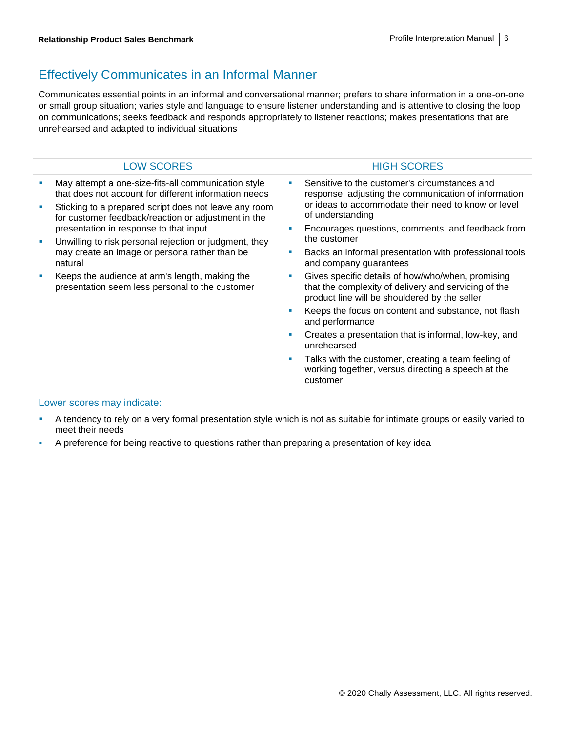## Effectively Communicates in an Informal Manner

Communicates essential points in an informal and conversational manner; prefers to share information in a one-on-one or small group situation; varies style and language to ensure listener understanding and is attentive to closing the loop on communications; seeks feedback and responds appropriately to listener reactions; makes presentations that are unrehearsed and adapted to individual situations

| LOW SCORES | HIGH SCORES |
| --- | --- |
| ▪ May attempt a one-size-fits-all communication style that does not account for different information needs<br>▪ Sticking to a prepared script does not leave any room for customer feedback/reaction or adjustment in the presentation in response to that input<br>▪ Unwilling to risk personal rejection or judgment, they may create an image or persona rather than be natural<br>▪ Keeps the audience at arm's length, making the presentation seem less personal to the customer | ▪ Sensitive to the customer's circumstances and response, adjusting the communication of information or ideas to accommodate their need to know or level of understanding<br>▪ Encourages questions, comments, and feedback from the customer<br>▪ Backs an informal presentation with professional tools and company guarantees<br>▪ Gives specific details of how/who/when, promising that the complexity of delivery and servicing of the product line will be shouldered by the seller<br>▪ Keeps the focus on content and substance, not flash and performance<br>▪ Creates a presentation that is informal, low-key, and unrehearsed<br>▪ Talks with the customer, creating a team feeling of working together, versus directing a speech at the customer |

### Lower scores may indicate:

- A tendency to rely on a very formal presentation style which is not as suitable for intimate groups or easily varied to meet their needs
- A preference for being reactive to questions rather than preparing a presentation of key idea

© 2020 Chally Assessment, LLC. All rights reserved.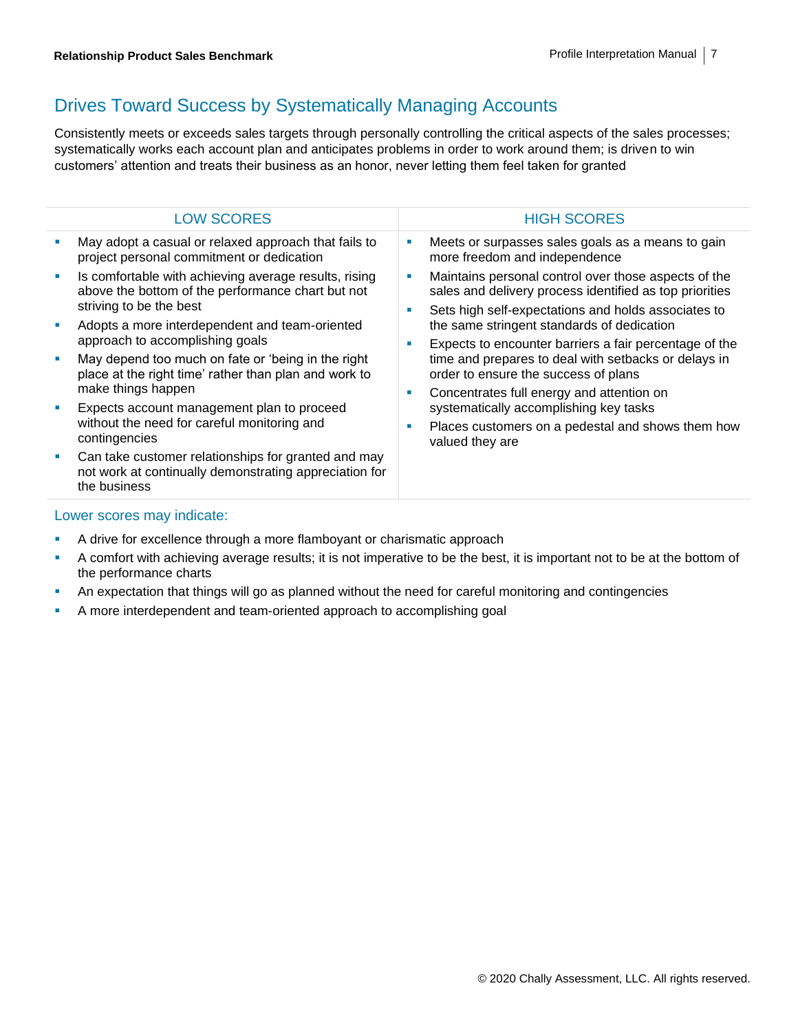## Drives Toward Success by Systematically Managing Accounts

Consistently meets or exceeds sales targets through personally controlling the critical aspects of the sales processes; systematically works each account plan and anticipates problems in order to work around them; is driven to win customers' attention and treats their business as an honor, never letting them feel taken for granted

| LOW SCORES | HIGH SCORES |
| --- | --- |
| ▪ May adopt a casual or relaxed approach that fails to project personal commitment or dedication<br>▪ Is comfortable with achieving average results, rising above the bottom of the performance chart but not striving to be the best<br>▪ Adopts a more interdependent and team-oriented approach to accomplishing goals<br>▪ May depend too much on fate or 'being in the right place at the right time' rather than plan and work to make things happen<br>▪ Expects account management plan to proceed without the need for careful monitoring and contingencies<br>▪ Can take customer relationships for granted and may not work at continually demonstrating appreciation for the business | ▪ Meets or surpasses sales goals as a means to gain more freedom and independence<br>▪ Maintains personal control over those aspects of the sales and delivery process identified as top priorities<br>▪ Sets high self-expectations and holds associates to the same stringent standards of dedication<br>▪ Expects to encounter barriers a fair percentage of the time and prepares to deal with setbacks or delays in order to ensure the success of plans<br>▪ Concentrates full energy and attention on systematically accomplishing key tasks<br>▪ Places customers on a pedestal and shows them how valued they are |

### Lower scores may indicate:

- A drive for excellence through a more flamboyant or charismatic approach
- A comfort with achieving average results; it is not imperative to be the best, it is important not to be at the bottom of the performance charts
- An expectation that things will go as planned without the need for careful monitoring and contingencies
- A more interdependent and team-oriented approach to accomplishing goal

© 2020 Chally Assessment, LLC. All rights reserved.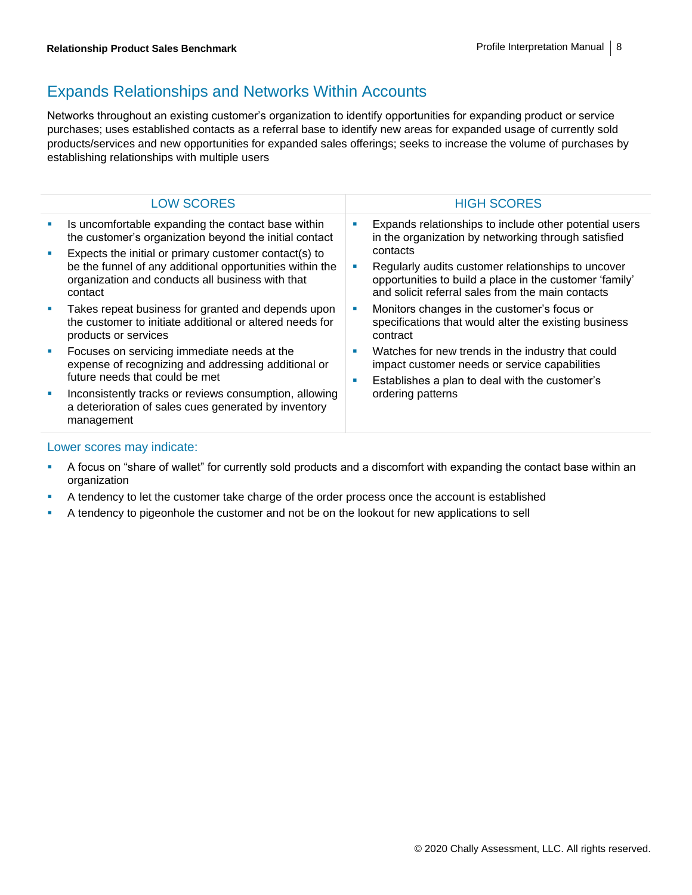## Expands Relationships and Networks Within Accounts

Networks throughout an existing customer's organization to identify opportunities for expanding product or service purchases; uses established contacts as a referral base to identify new areas for expanded usage of currently sold products/services and new opportunities for expanded sales offerings; seeks to increase the volume of purchases by establishing relationships with multiple users

| LOW SCORES | HIGH SCORES |
| --- | --- |
| ▪ Is uncomfortable expanding the contact base within the customer's organization beyond the initial contact<br>▪ Expects the initial or primary customer contact(s) to be the funnel of any additional opportunities within the organization and conducts all business with that contact<br>▪ Takes repeat business for granted and depends upon the customer to initiate additional or altered needs for products or services<br>▪ Focuses on servicing immediate needs at the expense of recognizing and addressing additional or future needs that could be met<br>▪ Inconsistently tracks or reviews consumption, allowing a deterioration of sales cues generated by inventory management | ▪ Expands relationships to include other potential users in the organization by networking through satisfied contacts<br>▪ Regularly audits customer relationships to uncover opportunities to build a place in the customer 'family' and solicit referral sales from the main contacts<br>▪ Monitors changes in the customer's focus or specifications that would alter the existing business contract<br>▪ Watches for new trends in the industry that could impact customer needs or service capabilities<br>▪ Establishes a plan to deal with the customer's ordering patterns |

### Lower scores may indicate:

- A focus on "share of wallet" for currently sold products and a discomfort with expanding the contact base within an organization
- A tendency to let the customer take charge of the order process once the account is established
- A tendency to pigeonhole the customer and not be on the lookout for new applications to sell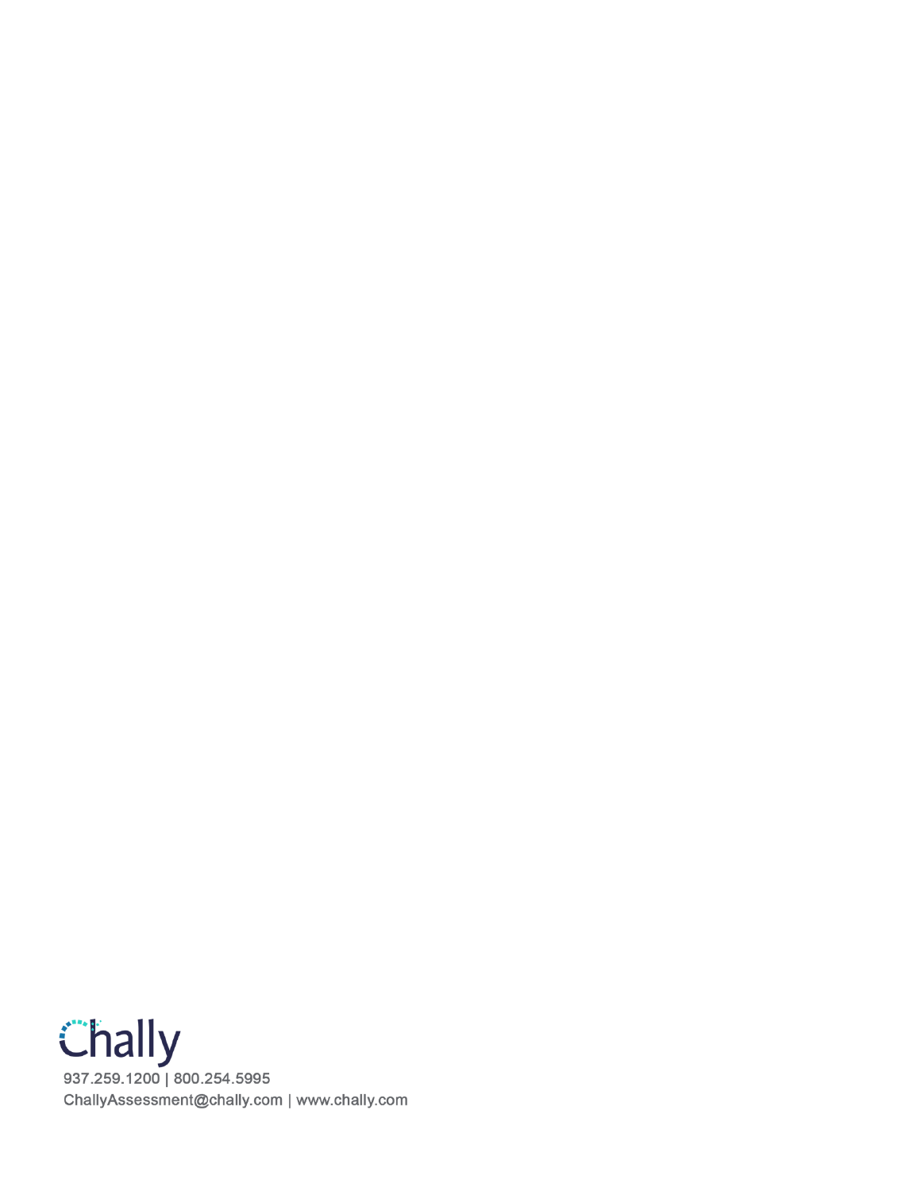Chally

937.259.1200 | 800.254.5995

ChallyAssessment@chally.com | www.chally.com